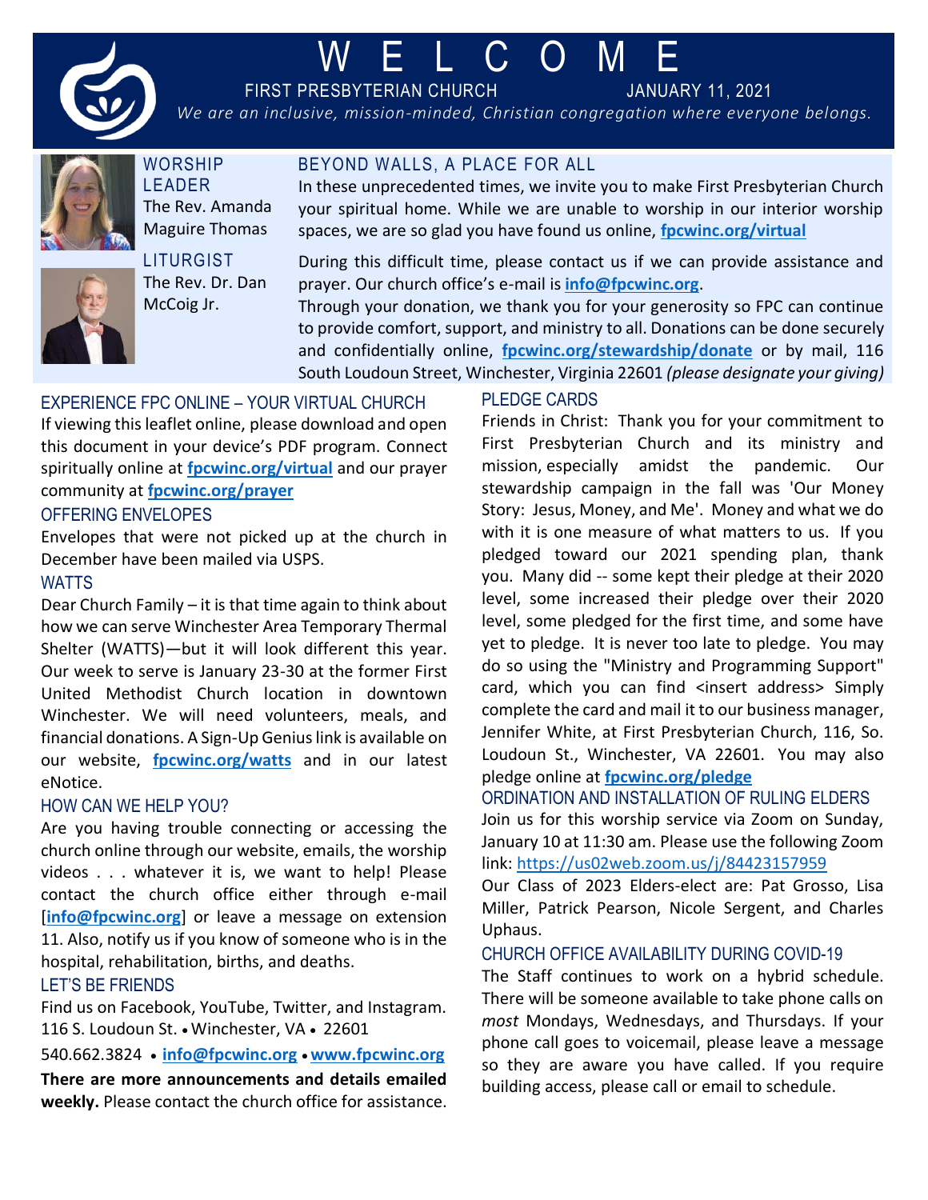# W E L C O M E

FIRST PRESBYTERIAN CHURCH JANUARY 11, 2021

*We are an inclusive, mission-minded, Christian congregation where everyone belongs.*

## WORSHIP LEADER

The Rev. Amanda Maguire Thomas

## LITURGIST

The Rev. Dr. Dan McCoig Jr.

## BEYOND WALLS, A PLACE FOR ALL

In these unprecedented times, we invite you to make First Presbyterian Church your spiritual home. While we are unable to worship in our interior worship spaces, we are so glad you have found us online, **fpcwinc.org/virtual**

During this difficult time, please contact us if we can provide assistance and prayer. Our church office's e-mail is **info@fpcwinc.org**.

Through your donation, we thank you for your generosity so FPC can continue to provide comfort, support, and ministry to all. Donations can be done securely and confidentially online, **fpcwinc.org/stewardship/donate** or by mail, 116 South Loudoun Street, Winchester, Virginia 22601 *(please designate your giving)*

## EXPERIENCE FPC ONLINE – YOUR VIRTUAL CHURCH

If viewing this leaflet online, please download and open this document in your device's PDF program. Connect spiritually online at **fpcwinc.org/virtual** and our prayer community at **fpcwinc.org/prayer**

## OFFERING ENVELOPES

Envelopes that were not picked up at the church in December have been mailed via USPS.

## WATTS

Dear Church Family – it is that time again to think about how we can serve Winchester Area Temporary Thermal Shelter (WATTS)—but it will look different this year. Our week to serve is January 23-30 at the former First United Methodist Church location in downtown Winchester. We will need volunteers, meals, and financial donations. A Sign-Up Genius link is available on our website, **fpcwinc.org/watts** and in our latest eNotice.

## HOW CAN WE HELP YOU?

Are you having trouble connecting or accessing the church online through our website, emails, the worship videos . . . whatever it is, we want to help! Please contact the church office either through e-mail [**info@fpcwinc.org**] or leave a message on extension 11. Also, notify us if you know of someone who is in the hospital, rehabilitation, births, and deaths.

## LET'S BE FRIENDS

Find us on Facebook, YouTube, Twitter, and Instagram.
116 S. Loudoun St. • Winchester, VA • 22601

540.662.3824 • **info@fpcwinc.org** • **www.fpcwinc.org**

**There are more announcements and details emailed weekly.** Please contact the church office for assistance.

## PLEDGE CARDS

Friends in Christ: Thank you for your commitment to First Presbyterian Church and its ministry and mission, especially amidst the pandemic. Our stewardship campaign in the fall was 'Our Money Story: Jesus, Money, and Me'. Money and what we do with it is one measure of what matters to us. If you pledged toward our 2021 spending plan, thank you. Many did -- some kept their pledge at their 2020 level, some increased their pledge over their 2020 level, some pledged for the first time, and some have yet to pledge. It is never too late to pledge. You may do so using the "Ministry and Programming Support" card, which you can find <insert address> Simply complete the card and mail it to our business manager, Jennifer White, at First Presbyterian Church, 116, So. Loudoun St., Winchester, VA 22601. You may also pledge online at **fpcwinc.org/pledge**

## ORDINATION AND INSTALLATION OF RULING ELDERS

Join us for this worship service via Zoom on Sunday, January 10 at 11:30 am. Please use the following Zoom link: https://us02web.zoom.us/j/84423157959

Our Class of 2023 Elders-elect are: Pat Grosso, Lisa Miller, Patrick Pearson, Nicole Sergent, and Charles Uphaus.

## CHURCH OFFICE AVAILABILITY DURING COVID-19

The Staff continues to work on a hybrid schedule. There will be someone available to take phone calls on *most* Mondays, Wednesdays, and Thursdays. If your phone call goes to voicemail, please leave a message so they are aware you have called. If you require building access, please call or email to schedule.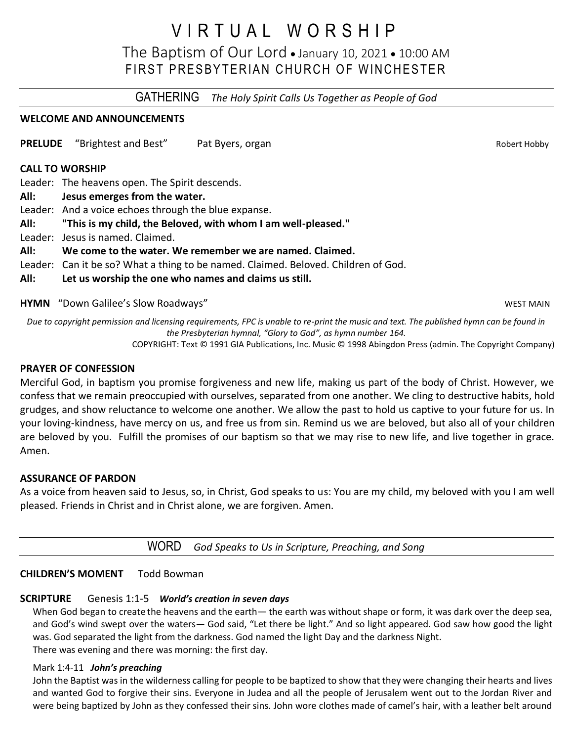# VIRTUAL WORSHIP

## The Baptism of Our Lord • January 10, 2021 • 10:00 AM

## FIRST PRESBYTERIAN CHURCH OF WINCHESTER

---

## GATHERING *The Holy Spirit Calls Us Together as People of God*

**WELCOME AND ANNOUNCEMENTS**

**PRELUDE** "Brightest and Best" Pat Byers, organ Robert Hobby

**CALL TO WORSHIP**

Leader: The heavens open. The Spirit descends.

**All: Jesus emerges from the water.**

Leader: And a voice echoes through the blue expanse.

**All: "This is my child, the Beloved, with whom I am well-pleased."**

Leader: Jesus is named. Claimed.

**All: We come to the water. We remember we are named. Claimed.**

Leader: Can it be so? What a thing to be named. Claimed. Beloved. Children of God.

**All: Let us worship the one who names and claims us still.**

**HYMN** "Down Galilee's Slow Roadways" WEST MAIN

*Due to copyright permission and licensing requirements, FPC is unable to re-print the music and text. The published hymn can be found in the Presbyterian hymnal, "Glory to God", as hymn number 164.*

COPYRIGHT: Text © 1991 GIA Publications, Inc. Music © 1998 Abingdon Press (admin. The Copyright Company)

**PRAYER OF CONFESSION**

Merciful God, in baptism you promise forgiveness and new life, making us part of the body of Christ. However, we confess that we remain preoccupied with ourselves, separated from one another. We cling to destructive habits, hold grudges, and show reluctance to welcome one another. We allow the past to hold us captive to your future for us. In your loving-kindness, have mercy on us, and free us from sin. Remind us we are beloved, but also all of your children are beloved by you. Fulfill the promises of our baptism so that we may rise to new life, and live together in grace. Amen.

**ASSURANCE OF PARDON**

As a voice from heaven said to Jesus, so, in Christ, God speaks to us: You are my child, my beloved with you I am well pleased. Friends in Christ and in Christ alone, we are forgiven. Amen.

---

## WORD *God Speaks to Us in Scripture, Preaching, and Song*

**CHILDREN'S MOMENT** Todd Bowman

**SCRIPTURE** Genesis 1:1-5 ***World's creation in seven days***

When God began to create the heavens and the earth— the earth was without shape or form, it was dark over the deep sea, and God's wind swept over the waters— God said, "Let there be light." And so light appeared. God saw how good the light was. God separated the light from the darkness. God named the light Day and the darkness Night.

There was evening and there was morning: the first day.

Mark 1:4-11 ***John's preaching***

John the Baptist was in the wilderness calling for people to be baptized to show that they were changing their hearts and lives and wanted God to forgive their sins. Everyone in Judea and all the people of Jerusalem went out to the Jordan River and were being baptized by John as they confessed their sins. John wore clothes made of camel's hair, with a leather belt around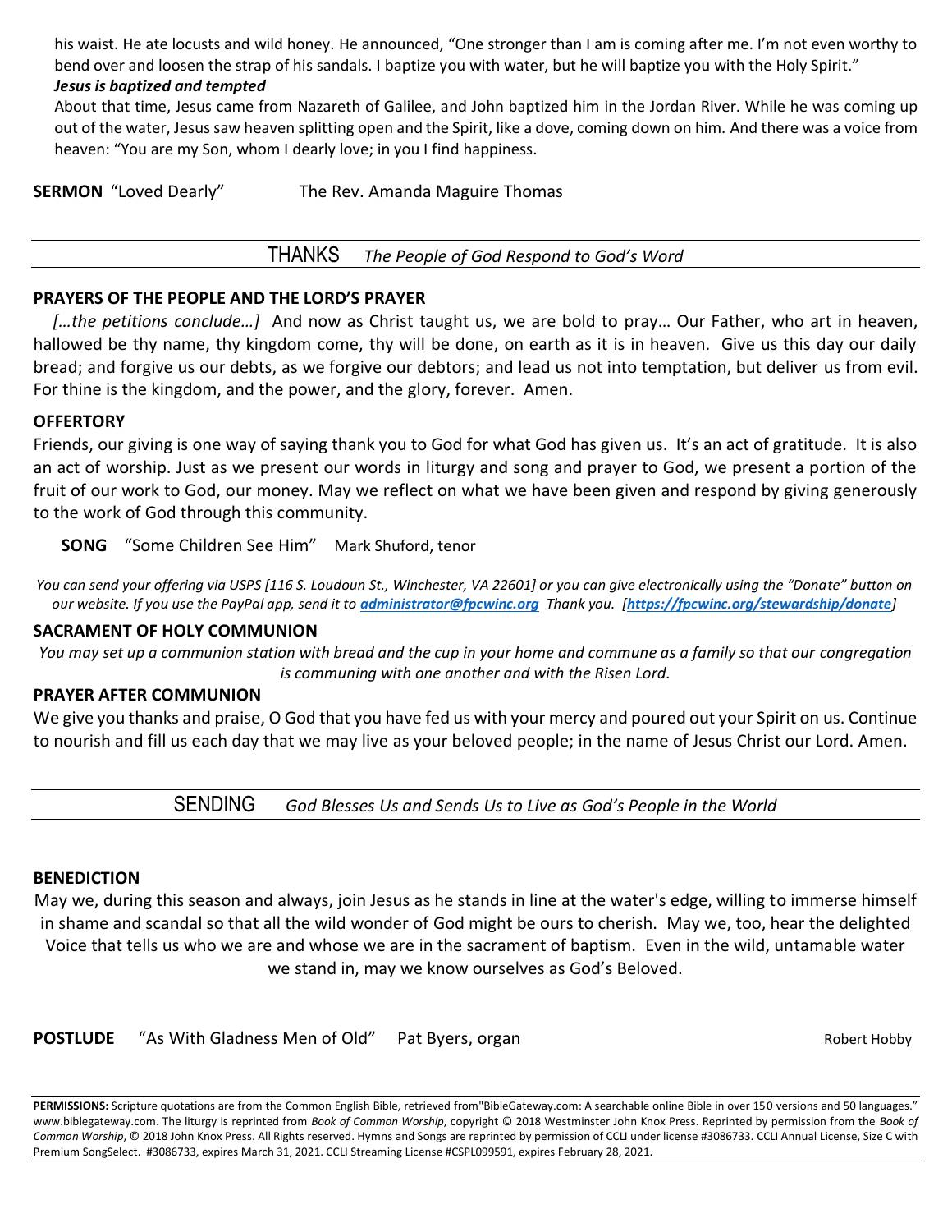his waist. He ate locusts and wild honey. He announced, "One stronger than I am is coming after me. I'm not even worthy to bend over and loosen the strap of his sandals. I baptize you with water, but he will baptize you with the Holy Spirit."

***Jesus is baptized and tempted***

About that time, Jesus came from Nazareth of Galilee, and John baptized him in the Jordan River. While he was coming up out of the water, Jesus saw heaven splitting open and the Spirit, like a dove, coming down on him. And there was a voice from heaven: "You are my Son, whom I dearly love; in you I find happiness.

**SERMON** "Loved Dearly" The Rev. Amanda Maguire Thomas

## THANKS *The People of God Respond to God's Word*

**PRAYERS OF THE PEOPLE AND THE LORD'S PRAYER**

*[…the petitions conclude…]* And now as Christ taught us, we are bold to pray… Our Father, who art in heaven, hallowed be thy name, thy kingdom come, thy will be done, on earth as it is in heaven. Give us this day our daily bread; and forgive us our debts, as we forgive our debtors; and lead us not into temptation, but deliver us from evil. For thine is the kingdom, and the power, and the glory, forever. Amen.

**OFFERTORY**

Friends, our giving is one way of saying thank you to God for what God has given us. It's an act of gratitude. It is also an act of worship. Just as we present our words in liturgy and song and prayer to God, we present a portion of the fruit of our work to God, our money. May we reflect on what we have been given and respond by giving generously to the work of God through this community.

**SONG** "Some Children See Him" Mark Shuford, tenor

*You can send your offering via USPS [116 S. Loudoun St., Winchester, VA 22601] or you can give electronically using the "Donate" button on our website. If you use the PayPal app, send it to **administrator@fpcwinc.org** Thank you. [**https://fpcwinc.org/stewardship/donate**]*

**SACRAMENT OF HOLY COMMUNION**

*You may set up a communion station with bread and the cup in your home and commune as a family so that our congregation is communing with one another and with the Risen Lord.*

**PRAYER AFTER COMMUNION**

We give you thanks and praise, O God that you have fed us with your mercy and poured out your Spirit on us. Continue to nourish and fill us each day that we may live as your beloved people; in the name of Jesus Christ our Lord. Amen.

## SENDING *God Blesses Us and Sends Us to Live as God's People in the World*

**BENEDICTION**

May we, during this season and always, join Jesus as he stands in line at the water's edge, willing to immerse himself in shame and scandal so that all the wild wonder of God might be ours to cherish. May we, too, hear the delighted Voice that tells us who we are and whose we are in the sacrament of baptism. Even in the wild, untamable water we stand in, may we know ourselves as God's Beloved.

**POSTLUDE** "As With Gladness Men of Old" Pat Byers, organ Robert Hobby

**PERMISSIONS:** Scripture quotations are from the Common English Bible, retrieved from"BibleGateway.com: A searchable online Bible in over 150 versions and 50 languages." www.biblegateway.com. The liturgy is reprinted from *Book of Common Worship*, copyright © 2018 Westminster John Knox Press. Reprinted by permission from the *Book of Common Worship*, © 2018 John Knox Press. All Rights reserved. Hymns and Songs are reprinted by permission of CCLI under license #3086733. CCLI Annual License, Size C with Premium SongSelect. #3086733, expires March 31, 2021. CCLI Streaming License #CSPL099591, expires February 28, 2021.